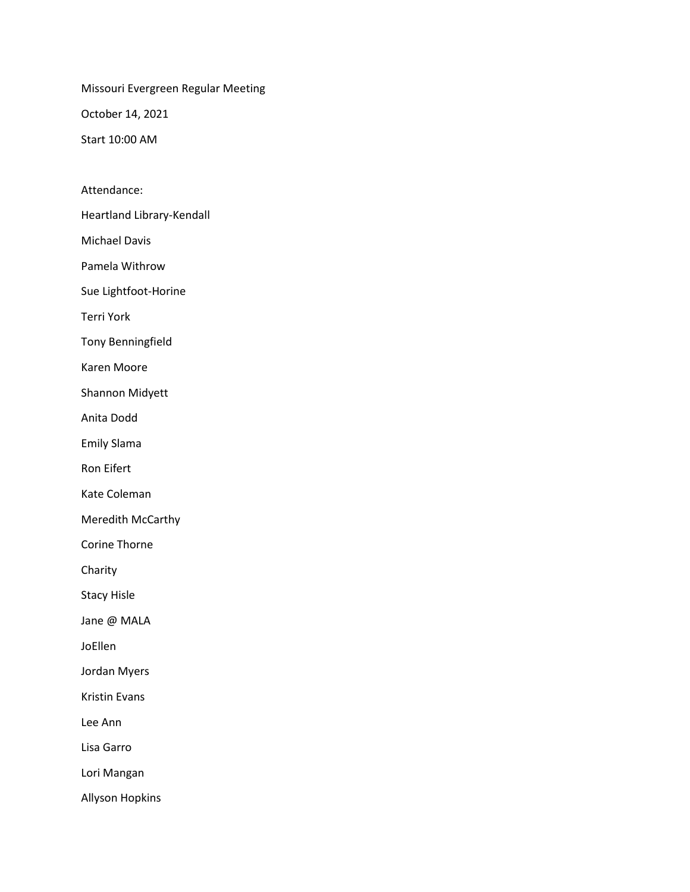Missouri Evergreen Regular Meeting

October 14, 2021

Start 10:00 AM

Attendance:

Heartland Library-Kendall

Michael Davis

Pamela Withrow

Sue Lightfoot-Horine

Terri York

Tony Benningfield

Karen Moore

Shannon Midyett

Anita Dodd

Emily Slama

Ron Eifert

Kate Coleman

Meredith McCarthy

Corine Thorne

Charity

Stacy Hisle

Jane @ MALA

JoEllen

Jordan Myers

Kristin Evans

Lee Ann

Lisa Garro

Lori Mangan

Allyson Hopkins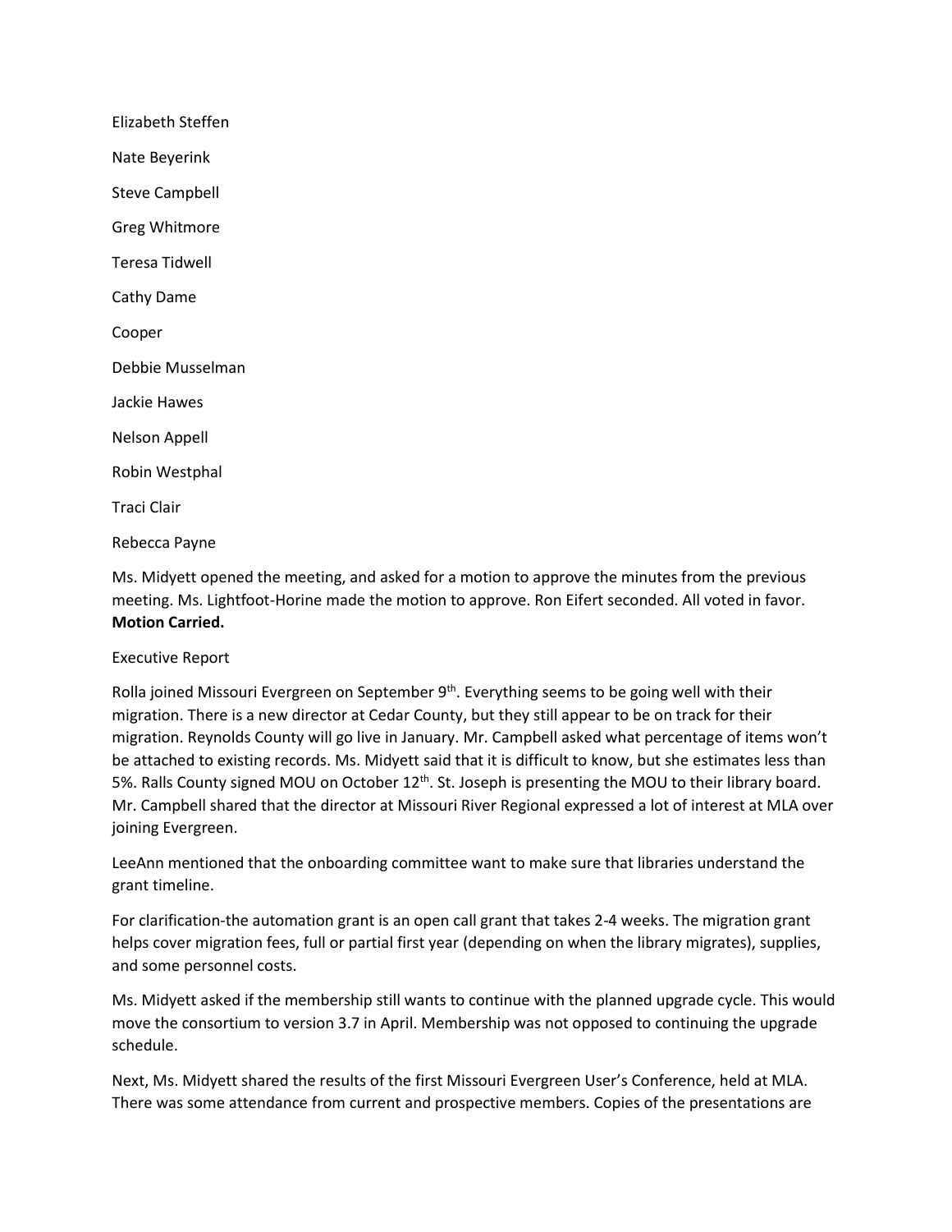Elizabeth Steffen

Nate Beyerink

Steve Campbell

Greg Whitmore

Teresa Tidwell

Cathy Dame

Cooper

Debbie Musselman

Jackie Hawes

Nelson Appell

Robin Westphal

Traci Clair

Rebecca Payne

Ms. Midyett opened the meeting, and asked for a motion to approve the minutes from the previous meeting. Ms. Lightfoot-Horine made the motion to approve. Ron Eifert seconded. All voted in favor. **Motion Carried.**

Executive Report

Rolla joined Missouri Evergreen on September 9th. Everything seems to be going well with their migration. There is a new director at Cedar County, but they still appear to be on track for their migration. Reynolds County will go live in January. Mr. Campbell asked what percentage of items won't be attached to existing records. Ms. Midyett said that it is difficult to know, but she estimates less than 5%. Ralls County signed MOU on October 12th. St. Joseph is presenting the MOU to their library board. Mr. Campbell shared that the director at Missouri River Regional expressed a lot of interest at MLA over joining Evergreen.

LeeAnn mentioned that the onboarding committee want to make sure that libraries understand the grant timeline.

For clarification-the automation grant is an open call grant that takes 2-4 weeks. The migration grant helps cover migration fees, full or partial first year (depending on when the library migrates), supplies, and some personnel costs.

Ms. Midyett asked if the membership still wants to continue with the planned upgrade cycle. This would move the consortium to version 3.7 in April. Membership was not opposed to continuing the upgrade schedule.

Next, Ms. Midyett shared the results of the first Missouri Evergreen User's Conference, held at MLA. There was some attendance from current and prospective members. Copies of the presentations are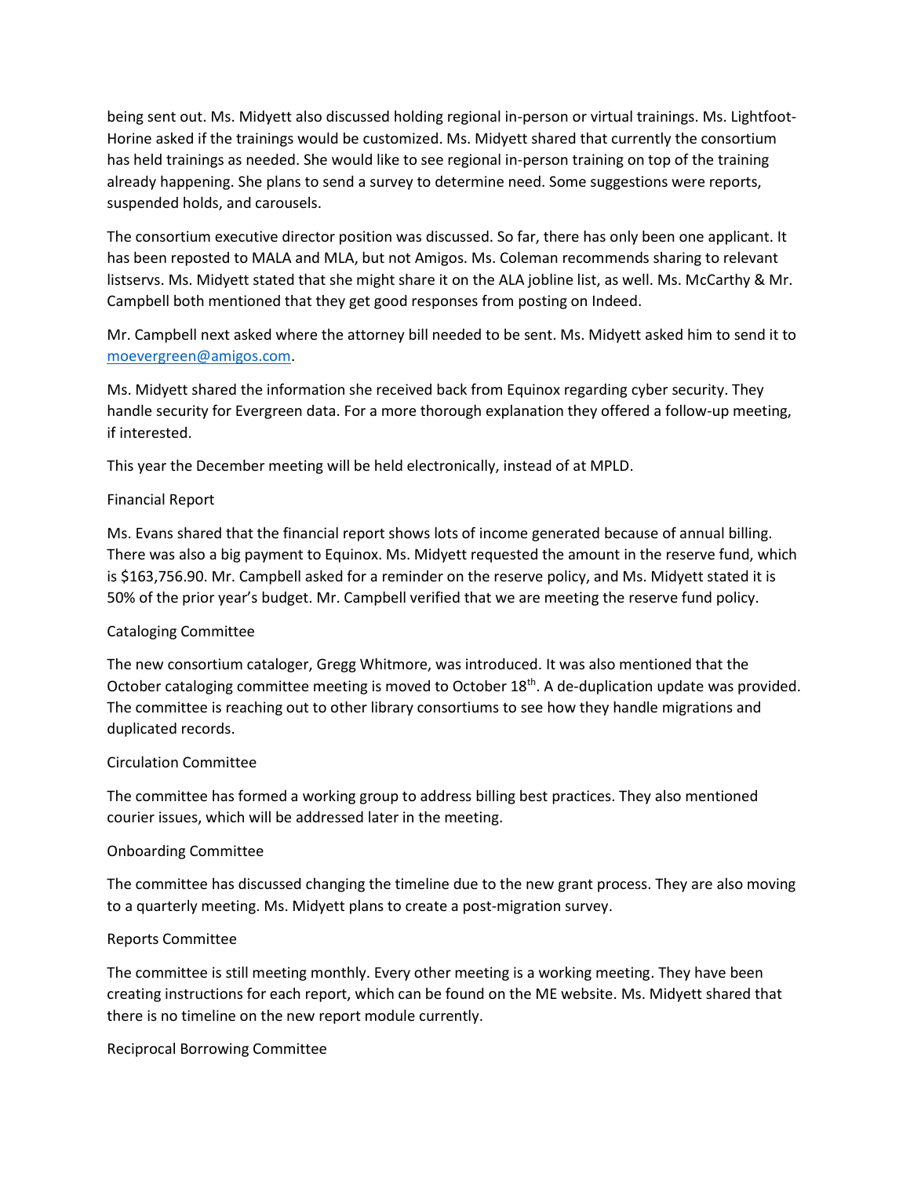being sent out. Ms. Midyett also discussed holding regional in-person or virtual trainings. Ms. Lightfoot-Horine asked if the trainings would be customized. Ms. Midyett shared that currently the consortium has held trainings as needed. She would like to see regional in-person training on top of the training already happening. She plans to send a survey to determine need. Some suggestions were reports, suspended holds, and carousels.

The consortium executive director position was discussed. So far, there has only been one applicant. It has been reposted to MALA and MLA, but not Amigos. Ms. Coleman recommends sharing to relevant listservs. Ms. Midyett stated that she might share it on the ALA jobline list, as well. Ms. McCarthy & Mr. Campbell both mentioned that they get good responses from posting on Indeed.

Mr. Campbell next asked where the attorney bill needed to be sent. Ms. Midyett asked him to send it to moevergreen@amigos.com.

Ms. Midyett shared the information she received back from Equinox regarding cyber security. They handle security for Evergreen data. For a more thorough explanation they offered a follow-up meeting, if interested.

This year the December meeting will be held electronically, instead of at MPLD.

### Financial Report

Ms. Evans shared that the financial report shows lots of income generated because of annual billing. There was also a big payment to Equinox. Ms. Midyett requested the amount in the reserve fund, which is $163,756.90. Mr. Campbell asked for a reminder on the reserve policy, and Ms. Midyett stated it is 50% of the prior year's budget. Mr. Campbell verified that we are meeting the reserve fund policy.

### Cataloging Committee

The new consortium cataloger, Gregg Whitmore, was introduced. It was also mentioned that the October cataloging committee meeting is moved to October 18th. A de-duplication update was provided. The committee is reaching out to other library consortiums to see how they handle migrations and duplicated records.

### Circulation Committee

The committee has formed a working group to address billing best practices. They also mentioned courier issues, which will be addressed later in the meeting.

### Onboarding Committee

The committee has discussed changing the timeline due to the new grant process. They are also moving to a quarterly meeting. Ms. Midyett plans to create a post-migration survey.

### Reports Committee

The committee is still meeting monthly. Every other meeting is a working meeting. They have been creating instructions for each report, which can be found on the ME website. Ms. Midyett shared that there is no timeline on the new report module currently.

### Reciprocal Borrowing Committee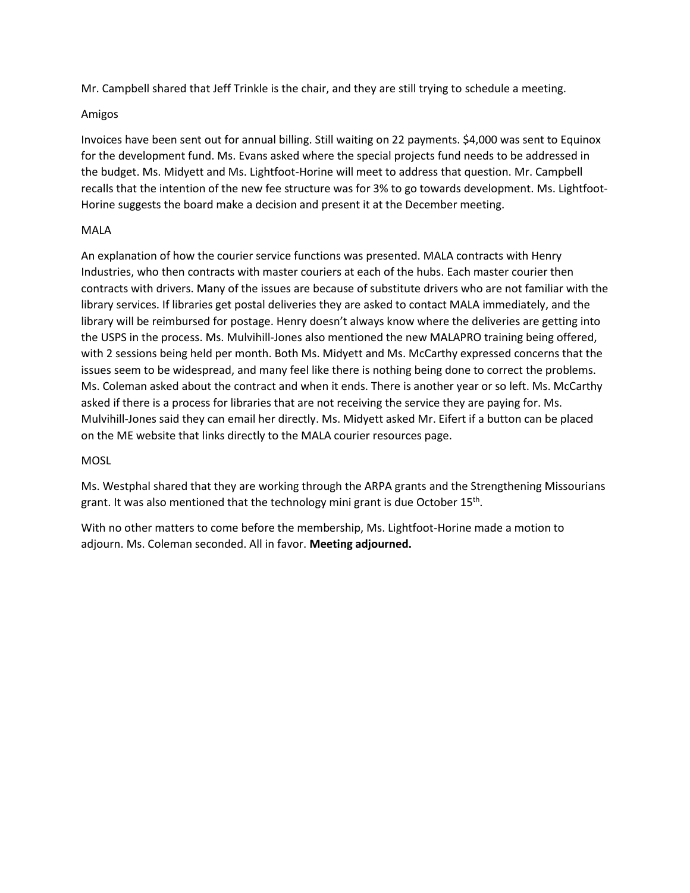Mr. Campbell shared that Jeff Trinkle is the chair, and they are still trying to schedule a meeting.

Amigos

Invoices have been sent out for annual billing. Still waiting on 22 payments. $4,000 was sent to Equinox for the development fund. Ms. Evans asked where the special projects fund needs to be addressed in the budget. Ms. Midyett and Ms. Lightfoot-Horine will meet to address that question. Mr. Campbell recalls that the intention of the new fee structure was for 3% to go towards development. Ms. Lightfoot-Horine suggests the board make a decision and present it at the December meeting.

MALA

An explanation of how the courier service functions was presented. MALA contracts with Henry Industries, who then contracts with master couriers at each of the hubs. Each master courier then contracts with drivers. Many of the issues are because of substitute drivers who are not familiar with the library services. If libraries get postal deliveries they are asked to contact MALA immediately, and the library will be reimbursed for postage. Henry doesn't always know where the deliveries are getting into the USPS in the process. Ms. Mulvihill-Jones also mentioned the new MALAPRO training being offered, with 2 sessions being held per month. Both Ms. Midyett and Ms. McCarthy expressed concerns that the issues seem to be widespread, and many feel like there is nothing being done to correct the problems. Ms. Coleman asked about the contract and when it ends. There is another year or so left. Ms. McCarthy asked if there is a process for libraries that are not receiving the service they are paying for. Ms. Mulvihill-Jones said they can email her directly. Ms. Midyett asked Mr. Eifert if a button can be placed on the ME website that links directly to the MALA courier resources page.

MOSL

Ms. Westphal shared that they are working through the ARPA grants and the Strengthening Missourians grant. It was also mentioned that the technology mini grant is due October 15th.

With no other matters to come before the membership, Ms. Lightfoot-Horine made a motion to adjourn. Ms. Coleman seconded. All in favor. **Meeting adjourned.**